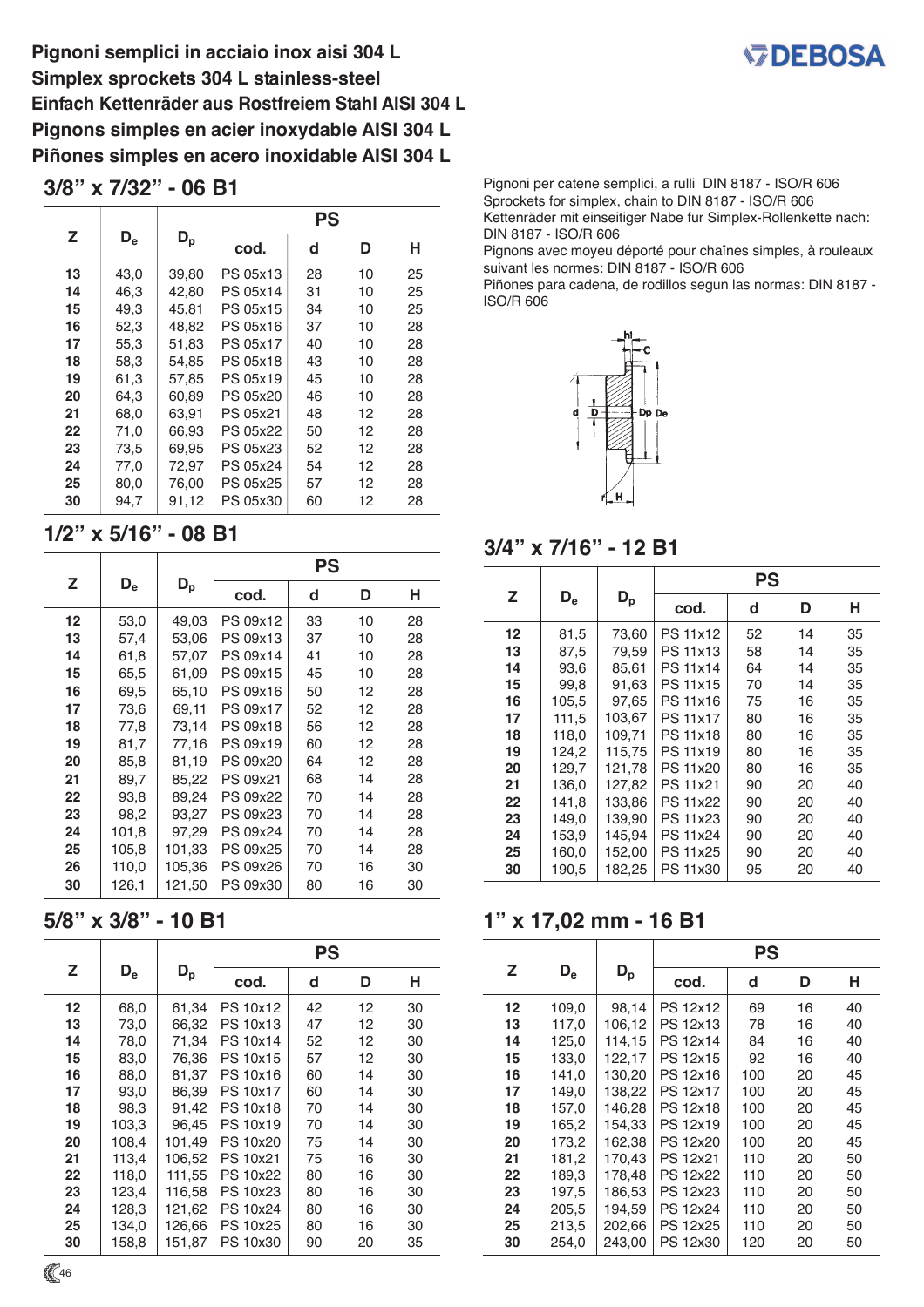**Pignoni semplici in acciaio inox aisi 304 L**
**Simplex sprockets 304 L stainless-steel**
**Einfach Kettenräder aus Rostfreiem Stahl AISI 304 L**
**Pignons simples en acier inoxydable AISI 304 L**
**Piñones simples en acero inoxidable AISI 304 L**

Pignoni per catene semplici, a rulli DIN 8187 - ISO/R 606
Sprockets for simplex, chain to DIN 8187 - ISO/R 606
Kettenräder mit einseitiger Nabe fur Simplex-Rollenkette nach: DIN 8187 - ISO/R 606
Pignons avec moyeu déporté pour chaînes simples, à rouleaux suivant les normes: DIN 8187 - ISO/R 606
Piñones para cadena, de rodillos segun las normas: DIN 8187 - ISO/R 606

## 3/8" x 7/32" - 06 B1

| Z | $D_e$ | $D_p$ | PS | | | |
|---|---|---|---|---|---|---|
| | | | cod. | d | D | H |
| 13 | 43,0 | 39,80 | PS 05x13 | 28 | 10 | 25 |
| 14 | 46,3 | 42,80 | PS 05x14 | 31 | 10 | 25 |
| 15 | 49,3 | 45,81 | PS 05x15 | 34 | 10 | 25 |
| 16 | 52,3 | 48,82 | PS 05x16 | 37 | 10 | 28 |
| 17 | 55,3 | 51,83 | PS 05x17 | 40 | 10 | 28 |
| 18 | 58,3 | 54,85 | PS 05x18 | 43 | 10 | 28 |
| 19 | 61,3 | 57,85 | PS 05x19 | 45 | 10 | 28 |
| 20 | 64,3 | 60,89 | PS 05x20 | 46 | 10 | 28 |
| 21 | 68,0 | 63,91 | PS 05x21 | 48 | 12 | 28 |
| 22 | 71,0 | 66,93 | PS 05x22 | 50 | 12 | 28 |
| 23 | 73,5 | 69,95 | PS 05x23 | 52 | 12 | 28 |
| 24 | 77,0 | 72,97 | PS 05x24 | 54 | 12 | 28 |
| 25 | 80,0 | 76,00 | PS 05x25 | 57 | 12 | 28 |
| 30 | 94,7 | 91,12 | PS 05x30 | 60 | 12 | 28 |

## 1/2" x 5/16" - 08 B1

| Z | $D_e$ | $D_p$ | PS | | | |
|---|---|---|---|---|---|---|
| | | | cod. | d | D | H |
| 12 | 53,0 | 49,03 | PS 09x12 | 33 | 10 | 28 |
| 13 | 57,4 | 53,06 | PS 09x13 | 37 | 10 | 28 |
| 14 | 61,8 | 57,07 | PS 09x14 | 41 | 10 | 28 |
| 15 | 65,5 | 61,09 | PS 09x15 | 45 | 10 | 28 |
| 16 | 69,5 | 65,10 | PS 09x16 | 50 | 12 | 28 |
| 17 | 73,6 | 69,11 | PS 09x17 | 52 | 12 | 28 |
| 18 | 77,8 | 73,14 | PS 09x18 | 56 | 12 | 28 |
| 19 | 81,7 | 77,16 | PS 09x19 | 60 | 12 | 28 |
| 20 | 85,8 | 81,19 | PS 09x20 | 64 | 12 | 28 |
| 21 | 89,7 | 85,22 | PS 09x21 | 68 | 14 | 28 |
| 22 | 93,8 | 89,24 | PS 09x22 | 70 | 14 | 28 |
| 23 | 98,2 | 93,27 | PS 09x23 | 70 | 14 | 28 |
| 24 | 101,8 | 97,29 | PS 09x24 | 70 | 14 | 28 |
| 25 | 105,8 | 101,33 | PS 09x25 | 70 | 14 | 28 |
| 26 | 110,0 | 105,36 | PS 09x26 | 70 | 16 | 30 |
| 30 | 126,1 | 121,50 | PS 09x30 | 80 | 16 | 30 |

## 5/8" x 3/8" - 10 B1

| Z | $D_e$ | $D_p$ | PS | | | |
|---|---|---|---|---|---|---|
| | | | cod. | d | D | H |
| 12 | 68,0 | 61,34 | PS 10x12 | 42 | 12 | 30 |
| 13 | 73,0 | 66,32 | PS 10x13 | 47 | 12 | 30 |
| 14 | 78,0 | 71,34 | PS 10x14 | 52 | 12 | 30 |
| 15 | 83,0 | 76,36 | PS 10x15 | 57 | 12 | 30 |
| 16 | 88,0 | 81,37 | PS 10x16 | 60 | 14 | 30 |
| 17 | 93,0 | 86,39 | PS 10x17 | 60 | 14 | 30 |
| 18 | 98,3 | 91,42 | PS 10x18 | 70 | 14 | 30 |
| 19 | 103,3 | 96,45 | PS 10x19 | 70 | 14 | 30 |
| 20 | 108,4 | 101,49 | PS 10x20 | 75 | 14 | 30 |
| 21 | 113,4 | 106,52 | PS 10x21 | 75 | 16 | 30 |
| 22 | 118,0 | 111,55 | PS 10x22 | 80 | 16 | 30 |
| 23 | 123,4 | 116,58 | PS 10x23 | 80 | 16 | 30 |
| 24 | 128,3 | 121,62 | PS 10x24 | 80 | 16 | 30 |
| 25 | 134,0 | 126,66 | PS 10x25 | 80 | 16 | 30 |
| 30 | 158,8 | 151,87 | PS 10x30 | 90 | 20 | 35 |

## 3/4" x 7/16" - 12 B1

| Z | $D_e$ | $D_p$ | PS | | | |
|---|---|---|---|---|---|---|
| | | | cod. | d | D | H |
| 12 | 81,5 | 73,60 | PS 11x12 | 52 | 14 | 35 |
| 13 | 87,5 | 79,59 | PS 11x13 | 58 | 14 | 35 |
| 14 | 93,6 | 85,61 | PS 11x14 | 64 | 14 | 35 |
| 15 | 99,8 | 91,63 | PS 11x15 | 70 | 14 | 35 |
| 16 | 105,5 | 97,65 | PS 11x16 | 75 | 16 | 35 |
| 17 | 111,5 | 103,67 | PS 11x17 | 80 | 16 | 35 |
| 18 | 118,0 | 109,71 | PS 11x18 | 80 | 16 | 35 |
| 19 | 124,2 | 115,75 | PS 11x19 | 80 | 16 | 35 |
| 20 | 129,7 | 121,78 | PS 11x20 | 80 | 16 | 35 |
| 21 | 136,0 | 127,82 | PS 11x21 | 90 | 20 | 40 |
| 22 | 141,8 | 133,86 | PS 11x22 | 90 | 20 | 40 |
| 23 | 149,0 | 139,90 | PS 11x23 | 90 | 20 | 40 |
| 24 | 153,9 | 145,94 | PS 11x24 | 90 | 20 | 40 |
| 25 | 160,0 | 152,00 | PS 11x25 | 90 | 20 | 40 |
| 30 | 190,5 | 182,25 | PS 11x30 | 95 | 20 | 40 |

## 1" x 17,02 mm - 16 B1

| Z | $D_e$ | $D_p$ | PS | | | |
|---|---|---|---|---|---|---|
| | | | cod. | d | D | H |
| 12 | 109,0 | 98,14 | PS 12x12 | 69 | 16 | 40 |
| 13 | 117,0 | 106,12 | PS 12x13 | 78 | 16 | 40 |
| 14 | 125,0 | 114,15 | PS 12x14 | 84 | 16 | 40 |
| 15 | 133,0 | 122,17 | PS 12x15 | 92 | 16 | 40 |
| 16 | 141,0 | 130,20 | PS 12x16 | 100 | 20 | 45 |
| 17 | 149,0 | 138,22 | PS 12x17 | 100 | 20 | 45 |
| 18 | 157,0 | 146,28 | PS 12x18 | 100 | 20 | 45 |
| 19 | 165,2 | 154,33 | PS 12x19 | 100 | 20 | 45 |
| 20 | 173,2 | 162,38 | PS 12x20 | 100 | 20 | 45 |
| 21 | 181,2 | 170,43 | PS 12x21 | 110 | 20 | 50 |
| 22 | 189,3 | 178,48 | PS 12x22 | 110 | 20 | 50 |
| 23 | 197,5 | 186,53 | PS 12x23 | 110 | 20 | 50 |
| 24 | 205,5 | 194,59 | PS 12x24 | 110 | 20 | 50 |
| 25 | 213,5 | 202,66 | PS 12x25 | 110 | 20 | 50 |
| 30 | 254,0 | 243,00 | PS 12x30 | 120 | 20 | 50 |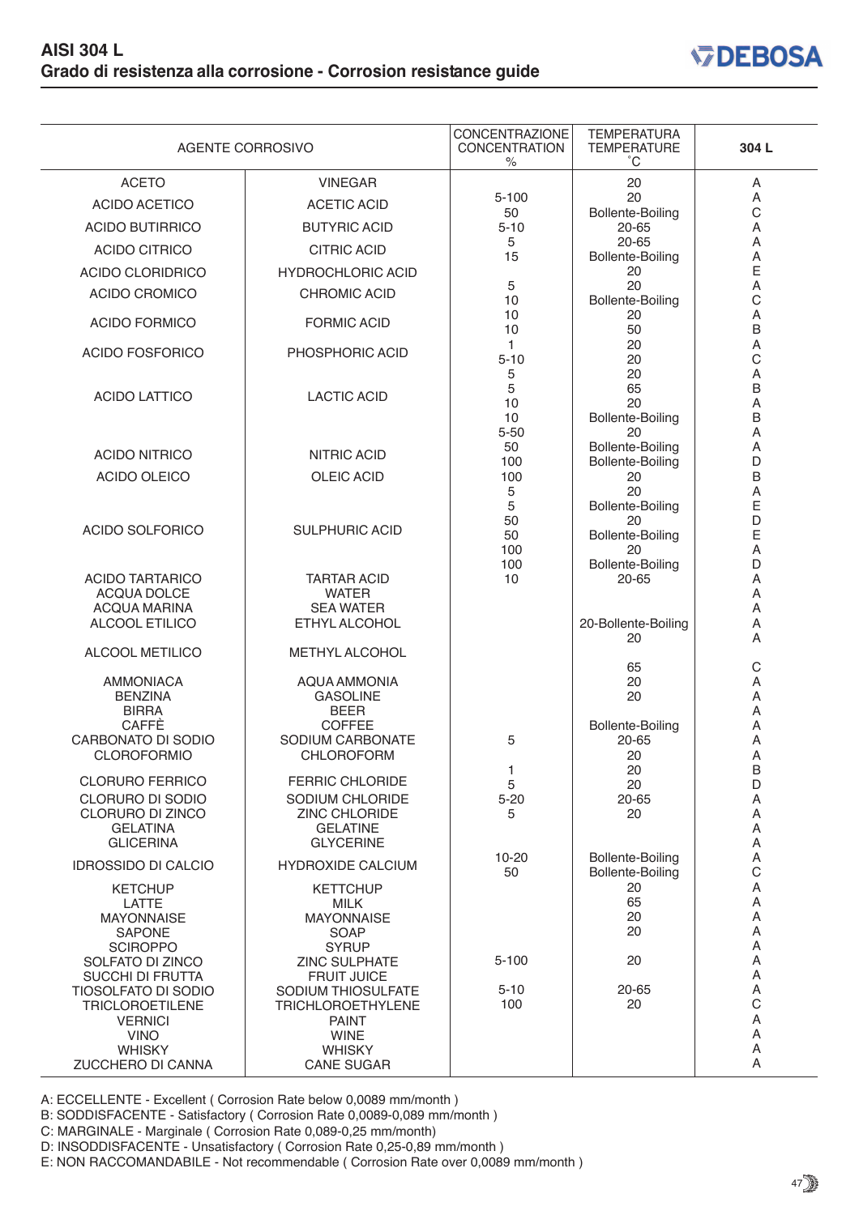# AISI 304 L
## Grado di resistenza alla corrosione - Corrosion resistance guide

| AGENTE CORROSIVO | | CONCENTRAZIONE CONCENTRATION % | TEMPERATURA TEMPERATURE °C | 304 L |
|---|---|---|---|---|
| ACETO | VINEGAR | | 20 | A |
| ACIDO ACETICO | ACETIC ACID | 5-100 | 20 | A |
| | | 50 | Bollente-Boiling | C |
| ACIDO BUTIRRICO | BUTYRIC ACID | 5-10 | 20-65 | A |
| ACIDO CITRICO | CITRIC ACID | 5 | 20-65 | A |
| | | 15 | Bollente-Boiling | A |
| ACIDO CLORIDRICO | HYDROCHLORIC ACID | | 20 | E |
| ACIDO CROMICO | CHROMIC ACID | 5 | 20 | A |
| | | 10 | Bollente-Boiling | C |
| ACIDO FORMICO | FORMIC ACID | 10 | 20 | A |
| | | 10 | 50 | B |
| ACIDO FOSFORICO | PHOSPHORIC ACID | 1 | 20 | A |
| | | 5-10 | 20 | C |
| ACIDO LATTICO | LACTIC ACID | 5 | 20 | A |
| | | 5 | 65 | B |
| | | 10 | 20 | A |
| | | 10 | Bollente-Boiling | B |
| ACIDO NITRICO | NITRIC ACID | 5-50 | 20 | A |
| | | 50 | Bollente-Boiling | A |
| | | 100 | Bollente-Boiling | D |
| ACIDO OLEICO | OLEIC ACID | 100 | 20 | B |
| ACIDO SOLFORICO | SULPHURIC ACID | 5 | 20 | A |
| | | 5 | Bollente-Boiling | E |
| | | 50 | 20 | D |
| | | 50 | Bollente-Boiling | E |
| | | 100 | 20 | A |
| | | 100 | Bollente-Boiling | D |
| ACIDO TARTARICO | TARTAR ACID | 10 | 20-65 | A |
| ACQUA DOLCE | WATER | | | A |
| ACQUA MARINA | SEA WATER | | | A |
| ALCOOL ETILICO | ETHYL ALCOHOL | | 20-Bollente-Boiling | A |
| ALCOOL METILICO | METHYL ALCOHOL | | 20 | A |
| | | | 65 | C |
| AMMONIACA | AQUA AMMONIA | | 20 | A |
| BENZINA | GASOLINE | | 20 | A |
| BIRRA | BEER | | | A |
| CAFFÈ | COFFEE | | Bollente-Boiling | A |
| CARBONATO DI SODIO | SODIUM CARBONATE | 5 | 20-65 | A |
| CLOROFORMIO | CHLOROFORM | | 20 | A |
| CLORURO FERRICO | FERRIC CHLORIDE | 1 | 20 | B |
| | | 5 | 20 | D |
| CLORURO DI SODIO | SODIUM CHLORIDE | 5-20 | 20-65 | A |
| CLORURO DI ZINCO | ZINC CHLORIDE | 5 | 20 | A |
| GELATINA | GELATINE | | | A |
| GLICERINA | GLYCERINE | | | A |
| IDROSSIDO DI CALCIO | HYDROXIDE CALCIUM | 10-20 | Bollente-Boiling | A |
| | | 50 | Bollente-Boiling | C |
| KETCHUP | KETTCHUP | | 20 | A |
| LATTE | MILK | | 65 | A |
| MAYONNAISE | MAYONNAISE | | 20 | A |
| SAPONE | SOAP | | 20 | A |
| SCIROPPO | SYRUP | | | A |
| SOLFATO DI ZINCO | ZINC SULPHATE | 5-100 | 20 | A |
| SUCCHI DI FRUTTA | FRUIT JUICE | | | A |
| TIOSOLFATO DI SODIO | SODIUM THIOSULFATE | 5-10 | 20-65 | A |
| TRICLOROETILENE | TRICHLOROETHYLENE | 100 | 20 | C |
| VERNICI | PAINT | | | A |
| VINO | WINE | | | A |
| WHISKY | WHISKY | | | A |
| ZUCCHERO DI CANNA | CANE SUGAR | | | A |

A: ECCELLENTE - Excellent ( Corrosion Rate below 0,0089 mm/month )
B: SODDISFACENTE - Satisfactory ( Corrosion Rate 0,0089-0,089 mm/month )
C: MARGINALE - Marginale ( Corrosion Rate 0,089-0,25 mm/month)
D: INSODDISFACENTE - Unsatisfactory ( Corrosion Rate 0,25-0,89 mm/month )
E: NON RACCOMANDABILE - Not recommendable ( Corrosion Rate over 0,0089 mm/month )